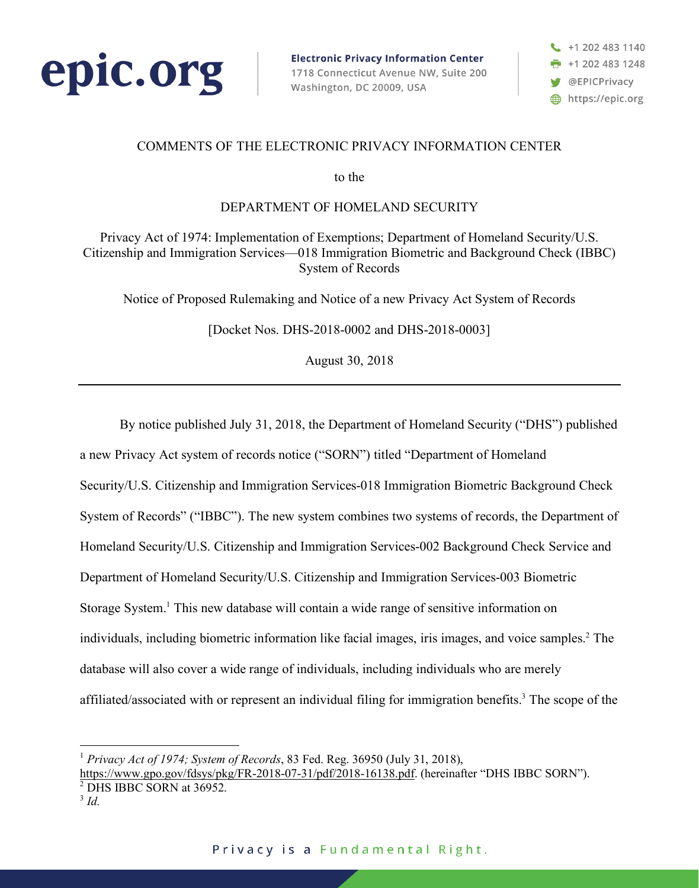epic.org

**Electronic Privacy Information Center**
1718 Connecticut Avenue NW, Suite 200
Washington, DC 20009, USA

+1 202 483 1140
+1 202 483 1248
@EPICPrivacy
https://epic.org

COMMENTS OF THE ELECTRONIC PRIVACY INFORMATION CENTER

to the

DEPARTMENT OF HOMELAND SECURITY

Privacy Act of 1974: Implementation of Exemptions; Department of Homeland Security/U.S. Citizenship and Immigration Services—018 Immigration Biometric and Background Check (IBBC) System of Records

Notice of Proposed Rulemaking and Notice of a new Privacy Act System of Records

[Docket Nos. DHS-2018-0002 and DHS-2018-0003]

August 30, 2018

---

By notice published July 31, 2018, the Department of Homeland Security ("DHS") published a new Privacy Act system of records notice ("SORN") titled "Department of Homeland Security/U.S. Citizenship and Immigration Services-018 Immigration Biometric Background Check System of Records" ("IBBC"). The new system combines two systems of records, the Department of Homeland Security/U.S. Citizenship and Immigration Services-002 Background Check Service and Department of Homeland Security/U.S. Citizenship and Immigration Services-003 Biometric Storage System.[1] This new database will contain a wide range of sensitive information on individuals, including biometric information like facial images, iris images, and voice samples.[2] The database will also cover a wide range of individuals, including individuals who are merely affiliated/associated with or represent an individual filing for immigration benefits.[3] The scope of the

[1] *Privacy Act of 1974; System of Records*, 83 Fed. Reg. 36950 (July 31, 2018), https://www.gpo.gov/fdsys/pkg/FR-2018-07-31/pdf/2018-16138.pdf. (hereinafter "DHS IBBC SORN").
[2] DHS IBBC SORN at 36952.
[3] *Id.*

Privacy is a Fundamental Right.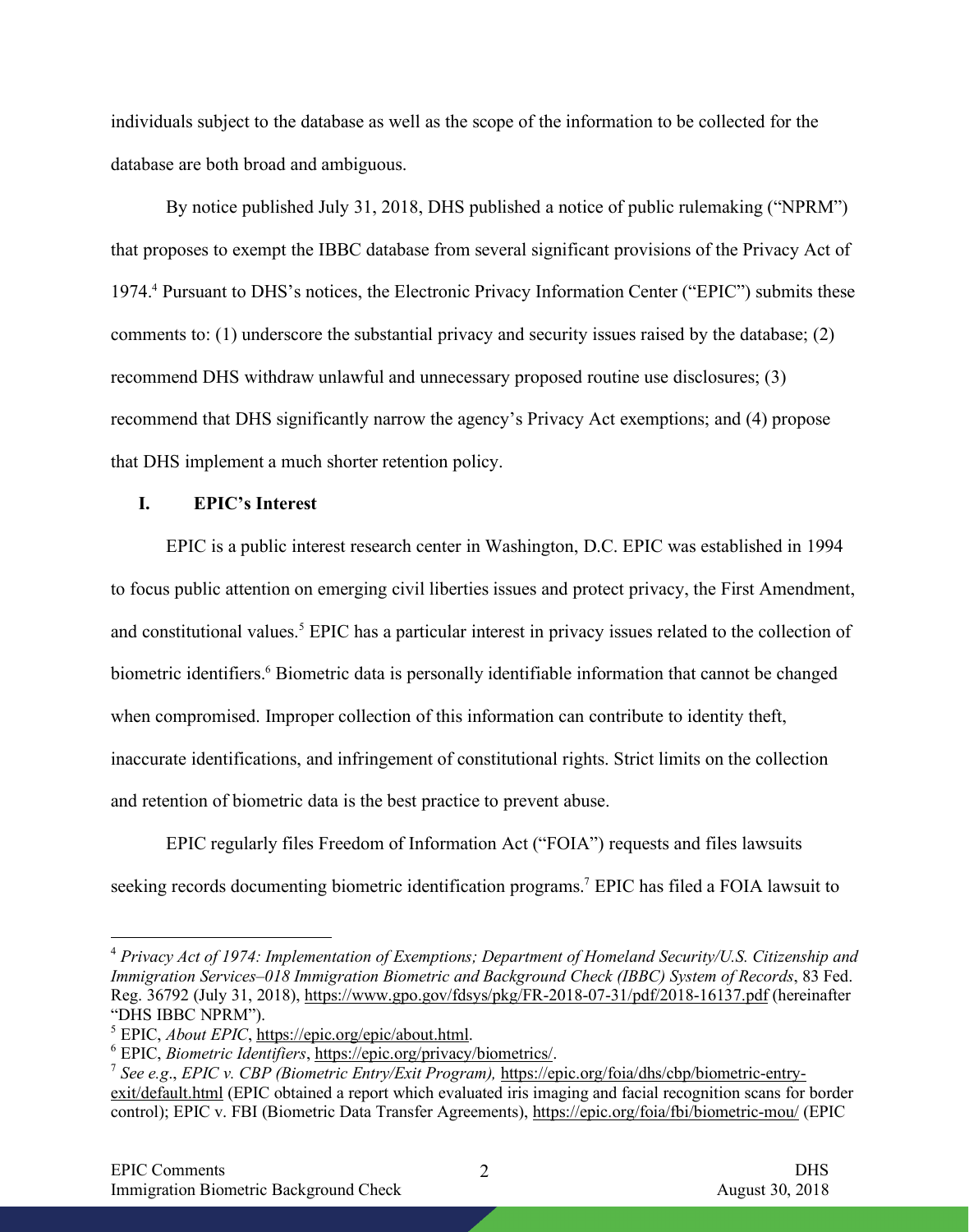individuals subject to the database as well as the scope of the information to be collected for the database are both broad and ambiguous.

By notice published July 31, 2018, DHS published a notice of public rulemaking ("NPRM") that proposes to exempt the IBBC database from several significant provisions of the Privacy Act of 1974.[4] Pursuant to DHS's notices, the Electronic Privacy Information Center ("EPIC") submits these comments to: (1) underscore the substantial privacy and security issues raised by the database; (2) recommend DHS withdraw unlawful and unnecessary proposed routine use disclosures; (3) recommend that DHS significantly narrow the agency's Privacy Act exemptions; and (4) propose that DHS implement a much shorter retention policy.

## I. EPIC's Interest

EPIC is a public interest research center in Washington, D.C. EPIC was established in 1994 to focus public attention on emerging civil liberties issues and protect privacy, the First Amendment, and constitutional values.[5] EPIC has a particular interest in privacy issues related to the collection of biometric identifiers.[6] Biometric data is personally identifiable information that cannot be changed when compromised. Improper collection of this information can contribute to identity theft, inaccurate identifications, and infringement of constitutional rights. Strict limits on the collection and retention of biometric data is the best practice to prevent abuse.

EPIC regularly files Freedom of Information Act ("FOIA") requests and files lawsuits seeking records documenting biometric identification programs.[7] EPIC has filed a FOIA lawsuit to

---

[4] *Privacy Act of 1974: Implementation of Exemptions; Department of Homeland Security/U.S. Citizenship and Immigration Services–018 Immigration Biometric and Background Check (IBBC) System of Records*, 83 Fed. Reg. 36792 (July 31, 2018), https://www.gpo.gov/fdsys/pkg/FR-2018-07-31/pdf/2018-16137.pdf (hereinafter "DHS IBBC NPRM").

[5] EPIC, *About EPIC*, https://epic.org/epic/about.html.

[6] EPIC, *Biometric Identifiers*, https://epic.org/privacy/biometrics/.

[7] *See e.g*., *EPIC v. CBP (Biometric Entry/Exit Program),* https://epic.org/foia/dhs/cbp/biometric-entry-exit/default.html (EPIC obtained a report which evaluated iris imaging and facial recognition scans for border control); EPIC v. FBI (Biometric Data Transfer Agreements), https://epic.org/foia/fbi/biometric-mou/ (EPIC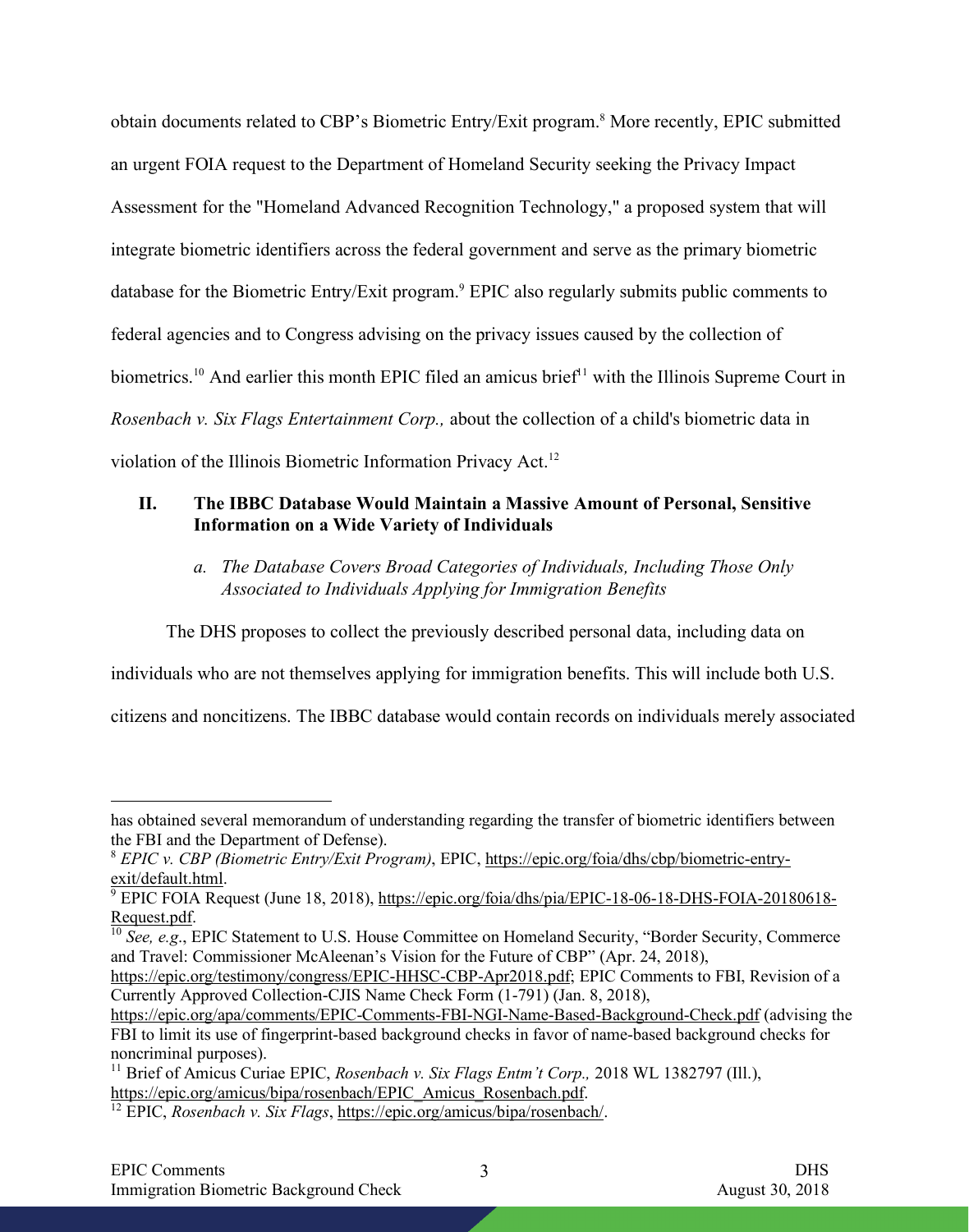obtain documents related to CBP's Biometric Entry/Exit program.[8] More recently, EPIC submitted an urgent FOIA request to the Department of Homeland Security seeking the Privacy Impact Assessment for the "Homeland Advanced Recognition Technology," a proposed system that will integrate biometric identifiers across the federal government and serve as the primary biometric database for the Biometric Entry/Exit program.[9] EPIC also regularly submits public comments to federal agencies and to Congress advising on the privacy issues caused by the collection of biometrics.[10] And earlier this month EPIC filed an amicus brief[11] with the Illinois Supreme Court in *Rosenbach v. Six Flags Entertainment Corp.,* about the collection of a child's biometric data in violation of the Illinois Biometric Information Privacy Act.[12]

## II. The IBBC Database Would Maintain a Massive Amount of Personal, Sensitive Information on a Wide Variety of Individuals

### *a. The Database Covers Broad Categories of Individuals, Including Those Only Associated to Individuals Applying for Immigration Benefits*

The DHS proposes to collect the previously described personal data, including data on individuals who are not themselves applying for immigration benefits. This will include both U.S. citizens and noncitizens. The IBBC database would contain records on individuals merely associated

---

has obtained several memorandum of understanding regarding the transfer of biometric identifiers between the FBI and the Department of Defense).

[8] *EPIC v. CBP (Biometric Entry/Exit Program)*, EPIC, https://epic.org/foia/dhs/cbp/biometric-entry-exit/default.html.

[9] EPIC FOIA Request (June 18, 2018), https://epic.org/foia/dhs/pia/EPIC-18-06-18-DHS-FOIA-20180618-Request.pdf.

[10] *See, e.g*., EPIC Statement to U.S. House Committee on Homeland Security, "Border Security, Commerce and Travel: Commissioner McAleenan's Vision for the Future of CBP" (Apr. 24, 2018), https://epic.org/testimony/congress/EPIC-HHSC-CBP-Apr2018.pdf; EPIC Comments to FBI, Revision of a Currently Approved Collection-CJIS Name Check Form (1-791) (Jan. 8, 2018), https://epic.org/apa/comments/EPIC-Comments-FBI-NGI-Name-Based-Background-Check.pdf (advising the FBI to limit its use of fingerprint-based background checks in favor of name-based background checks for noncriminal purposes).

[11] Brief of Amicus Curiae EPIC, *Rosenbach v. Six Flags Entm't Corp.,* 2018 WL 1382797 (Ill.), https://epic.org/amicus/bipa/rosenbach/EPIC_Amicus_Rosenbach.pdf.

[12] EPIC, *Rosenbach v. Six Flags*, https://epic.org/amicus/bipa/rosenbach/.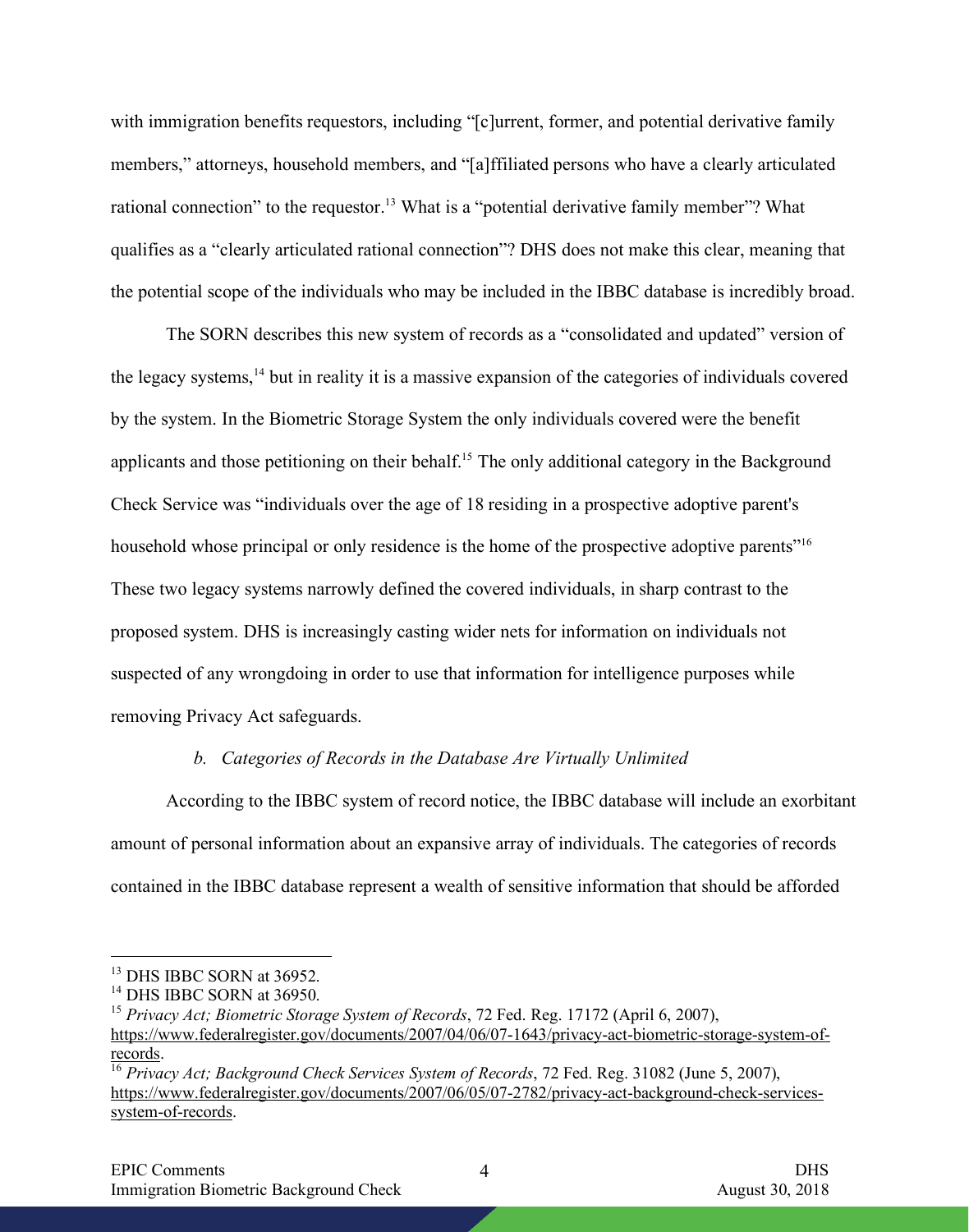with immigration benefits requestors, including "[c]urrent, former, and potential derivative family members," attorneys, household members, and "[a]ffiliated persons who have a clearly articulated rational connection" to the requestor.[13] What is a "potential derivative family member"? What qualifies as a "clearly articulated rational connection"? DHS does not make this clear, meaning that the potential scope of the individuals who may be included in the IBBC database is incredibly broad.

The SORN describes this new system of records as a "consolidated and updated" version of the legacy systems,[14] but in reality it is a massive expansion of the categories of individuals covered by the system. In the Biometric Storage System the only individuals covered were the benefit applicants and those petitioning on their behalf.[15] The only additional category in the Background Check Service was "individuals over the age of 18 residing in a prospective adoptive parent's household whose principal or only residence is the home of the prospective adoptive parents"[16] These two legacy systems narrowly defined the covered individuals, in sharp contrast to the proposed system. DHS is increasingly casting wider nets for information on individuals not suspected of any wrongdoing in order to use that information for intelligence purposes while removing Privacy Act safeguards.

### *b. Categories of Records in the Database Are Virtually Unlimited*

According to the IBBC system of record notice, the IBBC database will include an exorbitant amount of personal information about an expansive array of individuals. The categories of records contained in the IBBC database represent a wealth of sensitive information that should be afforded

---

[13] DHS IBBC SORN at 36952.

[14] DHS IBBC SORN at 36950.

[15] *Privacy Act; Biometric Storage System of Records*, 72 Fed. Reg. 17172 (April 6, 2007), https://www.federalregister.gov/documents/2007/04/06/07-1643/privacy-act-biometric-storage-system-of-records.

[16] *Privacy Act; Background Check Services System of Records*, 72 Fed. Reg. 31082 (June 5, 2007), https://www.federalregister.gov/documents/2007/06/05/07-2782/privacy-act-background-check-services-system-of-records.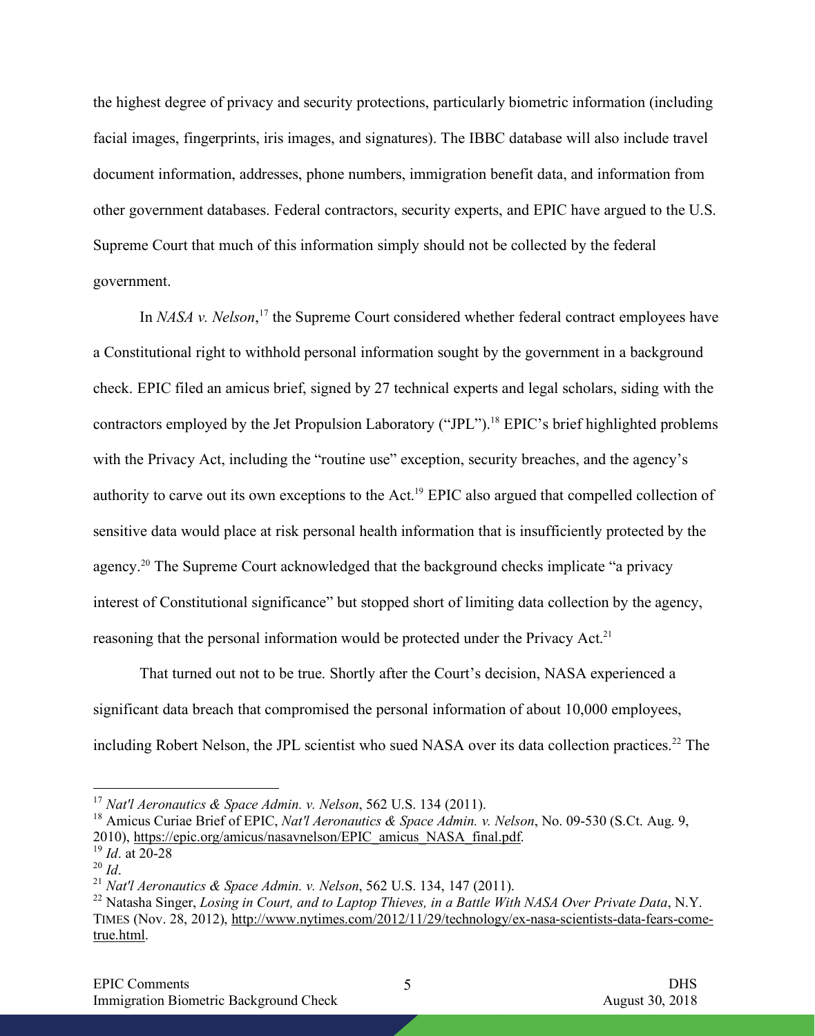the highest degree of privacy and security protections, particularly biometric information (including facial images, fingerprints, iris images, and signatures). The IBBC database will also include travel document information, addresses, phone numbers, immigration benefit data, and information from other government databases. Federal contractors, security experts, and EPIC have argued to the U.S. Supreme Court that much of this information simply should not be collected by the federal government.

In *NASA v. Nelson*,[17] the Supreme Court considered whether federal contract employees have a Constitutional right to withhold personal information sought by the government in a background check. EPIC filed an amicus brief, signed by 27 technical experts and legal scholars, siding with the contractors employed by the Jet Propulsion Laboratory ("JPL").[18] EPIC's brief highlighted problems with the Privacy Act, including the "routine use" exception, security breaches, and the agency's authority to carve out its own exceptions to the Act.[19] EPIC also argued that compelled collection of sensitive data would place at risk personal health information that is insufficiently protected by the agency.[20] The Supreme Court acknowledged that the background checks implicate "a privacy interest of Constitutional significance" but stopped short of limiting data collection by the agency, reasoning that the personal information would be protected under the Privacy Act.[21]

That turned out not to be true. Shortly after the Court's decision, NASA experienced a significant data breach that compromised the personal information of about 10,000 employees, including Robert Nelson, the JPL scientist who sued NASA over its data collection practices.[22] The

---

[17] *Nat'l Aeronautics & Space Admin. v. Nelson*, 562 U.S. 134 (2011).

[18] Amicus Curiae Brief of EPIC, *Nat'l Aeronautics & Space Admin. v. Nelson*, No. 09-530 (S.Ct. Aug. 9, 2010), https://epic.org/amicus/nasavnelson/EPIC_amicus_NASA_final.pdf.

[19] *Id*. at 20-28

[20] *Id*.

[21] *Nat'l Aeronautics & Space Admin. v. Nelson*, 562 U.S. 134, 147 (2011).

[22] Natasha Singer, *Losing in Court, and to Laptop Thieves, in a Battle With NASA Over Private Data*, N.Y. TIMES (Nov. 28, 2012), http://www.nytimes.com/2012/11/29/technology/ex-nasa-scientists-data-fears-come-true.html.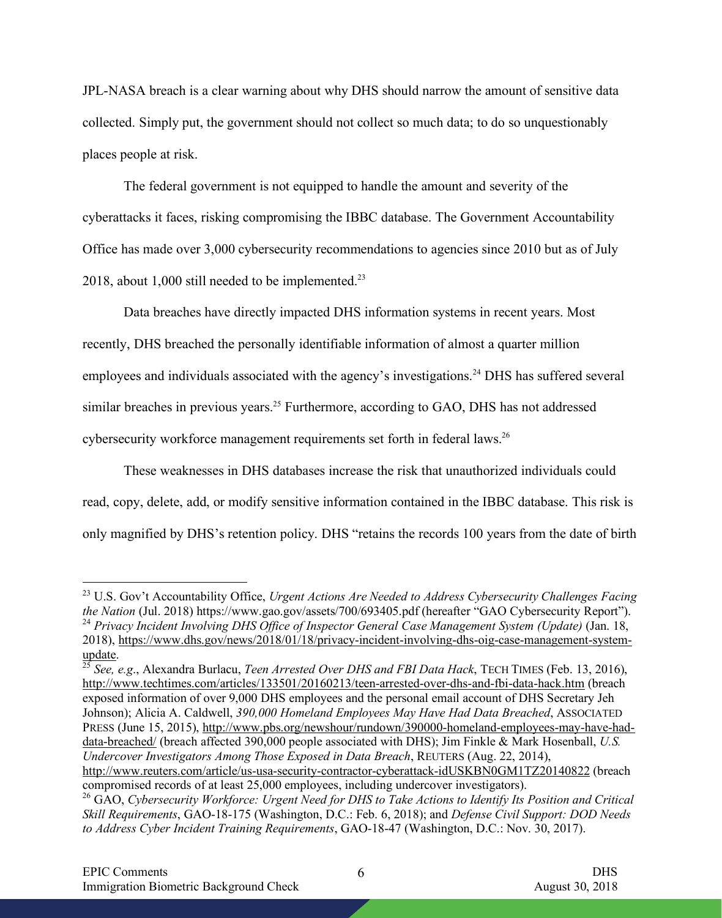JPL-NASA breach is a clear warning about why DHS should narrow the amount of sensitive data collected. Simply put, the government should not collect so much data; to do so unquestionably places people at risk.

The federal government is not equipped to handle the amount and severity of the cyberattacks it faces, risking compromising the IBBC database. The Government Accountability Office has made over 3,000 cybersecurity recommendations to agencies since 2010 but as of July 2018, about 1,000 still needed to be implemented.[23]

Data breaches have directly impacted DHS information systems in recent years. Most recently, DHS breached the personally identifiable information of almost a quarter million employees and individuals associated with the agency's investigations.[24] DHS has suffered several similar breaches in previous years.[25] Furthermore, according to GAO, DHS has not addressed cybersecurity workforce management requirements set forth in federal laws.[26]

These weaknesses in DHS databases increase the risk that unauthorized individuals could read, copy, delete, add, or modify sensitive information contained in the IBBC database. This risk is only magnified by DHS's retention policy. DHS "retains the records 100 years from the date of birth

---

[23] U.S. Gov't Accountability Office, *Urgent Actions Are Needed to Address Cybersecurity Challenges Facing the Nation* (Jul. 2018) https://www.gao.gov/assets/700/693405.pdf (hereafter "GAO Cybersecurity Report").

[24] *Privacy Incident Involving DHS Office of Inspector General Case Management System (Update)* (Jan. 18, 2018), https://www.dhs.gov/news/2018/01/18/privacy-incident-involving-dhs-oig-case-management-system-update.

[25] *See, e.g.*, Alexandra Burlacu, *Teen Arrested Over DHS and FBI Data Hack*, TECH TIMES (Feb. 13, 2016), http://www.techtimes.com/articles/133501/20160213/teen-arrested-over-dhs-and-fbi-data-hack.htm (breach exposed information of over 9,000 DHS employees and the personal email account of DHS Secretary Jeh Johnson); Alicia A. Caldwell, *390,000 Homeland Employees May Have Had Data Breached*, ASSOCIATED PRESS (June 15, 2015), http://www.pbs.org/newshour/rundown/390000-homeland-employees-may-have-had-data-breached/ (breach affected 390,000 people associated with DHS); Jim Finkle & Mark Hosenball, *U.S. Undercover Investigators Among Those Exposed in Data Breach*, REUTERS (Aug. 22, 2014), http://www.reuters.com/article/us-usa-security-contractor-cyberattack-idUSKBN0GM1TZ20140822 (breach compromised records of at least 25,000 employees, including undercover investigators).

[26] GAO, *Cybersecurity Workforce: Urgent Need for DHS to Take Actions to Identify Its Position and Critical Skill Requirements*, GAO-18-175 (Washington, D.C.: Feb. 6, 2018); and *Defense Civil Support: DOD Needs to Address Cyber Incident Training Requirements*, GAO-18-47 (Washington, D.C.: Nov. 30, 2017).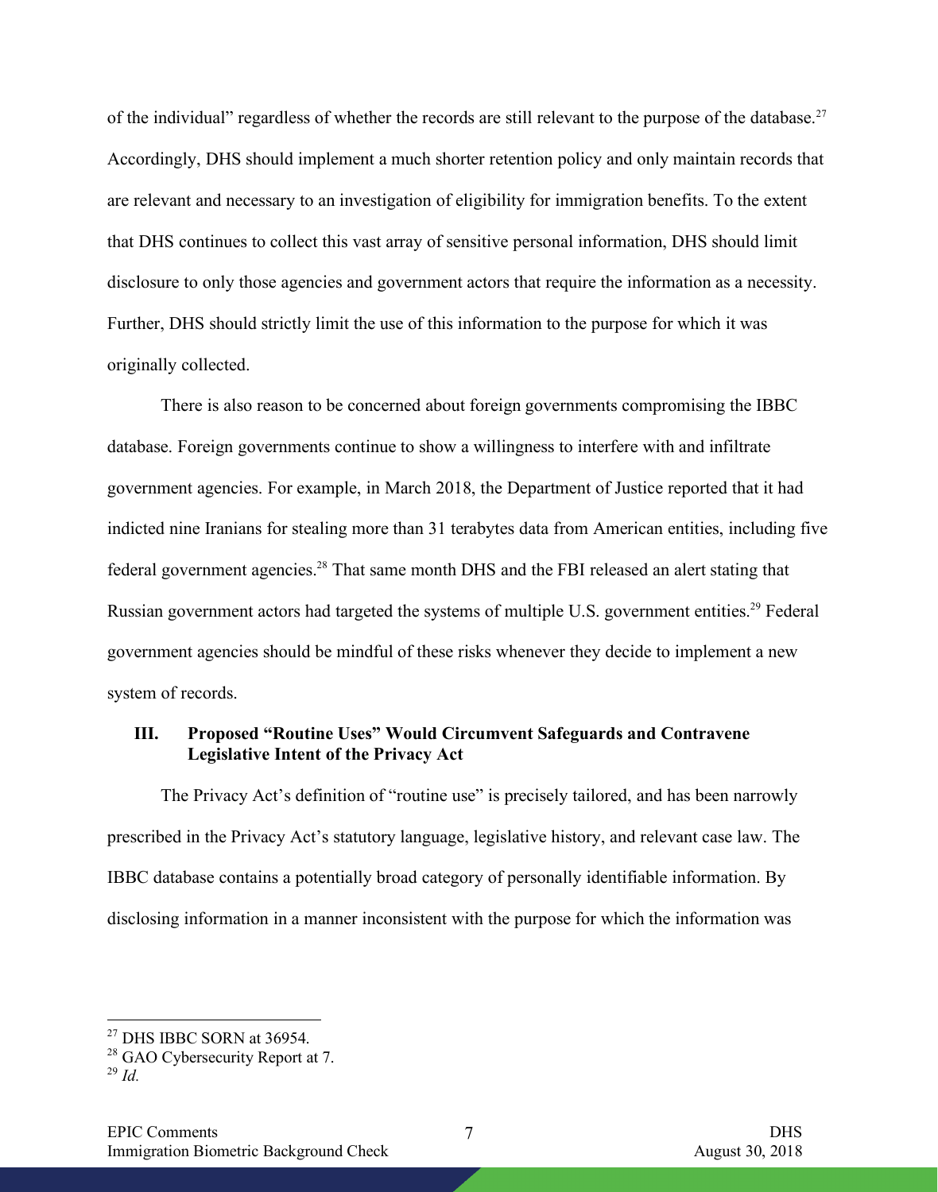of the individual" regardless of whether the records are still relevant to the purpose of the database.[27] Accordingly, DHS should implement a much shorter retention policy and only maintain records that are relevant and necessary to an investigation of eligibility for immigration benefits. To the extent that DHS continues to collect this vast array of sensitive personal information, DHS should limit disclosure to only those agencies and government actors that require the information as a necessity. Further, DHS should strictly limit the use of this information to the purpose for which it was originally collected.

There is also reason to be concerned about foreign governments compromising the IBBC database. Foreign governments continue to show a willingness to interfere with and infiltrate government agencies. For example, in March 2018, the Department of Justice reported that it had indicted nine Iranians for stealing more than 31 terabytes data from American entities, including five federal government agencies.[28] That same month DHS and the FBI released an alert stating that Russian government actors had targeted the systems of multiple U.S. government entities.[29] Federal government agencies should be mindful of these risks whenever they decide to implement a new system of records.

## III. Proposed "Routine Uses" Would Circumvent Safeguards and Contravene Legislative Intent of the Privacy Act

The Privacy Act's definition of "routine use" is precisely tailored, and has been narrowly prescribed in the Privacy Act's statutory language, legislative history, and relevant case law. The IBBC database contains a potentially broad category of personally identifiable information. By disclosing information in a manner inconsistent with the purpose for which the information was

---

[27] DHS IBBC SORN at 36954.

[28] GAO Cybersecurity Report at 7.

[29] *Id.*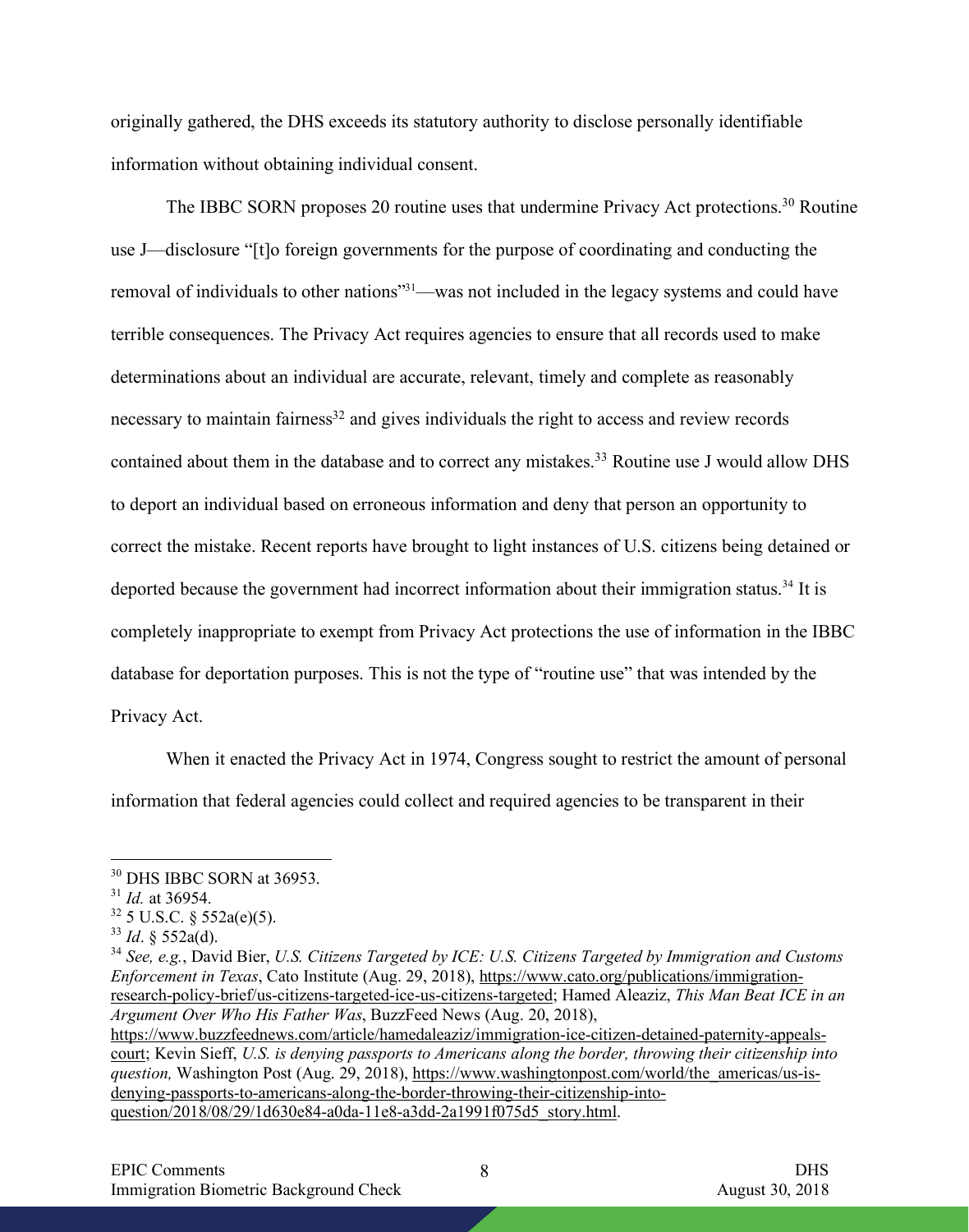originally gathered, the DHS exceeds its statutory authority to disclose personally identifiable information without obtaining individual consent.

The IBBC SORN proposes 20 routine uses that undermine Privacy Act protections.[30] Routine use J—disclosure "[t]o foreign governments for the purpose of coordinating and conducting the removal of individuals to other nations"[31]—was not included in the legacy systems and could have terrible consequences. The Privacy Act requires agencies to ensure that all records used to make determinations about an individual are accurate, relevant, timely and complete as reasonably necessary to maintain fairness[32] and gives individuals the right to access and review records contained about them in the database and to correct any mistakes.[33] Routine use J would allow DHS to deport an individual based on erroneous information and deny that person an opportunity to correct the mistake. Recent reports have brought to light instances of U.S. citizens being detained or deported because the government had incorrect information about their immigration status.[34] It is completely inappropriate to exempt from Privacy Act protections the use of information in the IBBC database for deportation purposes. This is not the type of "routine use" that was intended by the Privacy Act.

When it enacted the Privacy Act in 1974, Congress sought to restrict the amount of personal information that federal agencies could collect and required agencies to be transparent in their

---

[30] DHS IBBC SORN at 36953.

[31] *Id.* at 36954.

[32] 5 U.S.C. § 552a(e)(5).

[33] *Id*. § 552a(d).

[34] *See, e.g.*, David Bier, *U.S. Citizens Targeted by ICE: U.S. Citizens Targeted by Immigration and Customs Enforcement in Texas*, Cato Institute (Aug. 29, 2018), https://www.cato.org/publications/immigration-research-policy-brief/us-citizens-targeted-ice-us-citizens-targeted; Hamed Aleaziz, *This Man Beat ICE in an Argument Over Who His Father Was*, BuzzFeed News (Aug. 20, 2018), https://www.buzzfeednews.com/article/hamedaleaziz/immigration-ice-citizen-detained-paternity-appeals-court; Kevin Sieff, *U.S. is denying passports to Americans along the border, throwing their citizenship into question,* Washington Post (Aug. 29, 2018), https://www.washingtonpost.com/world/the_americas/us-is-denying-passports-to-americans-along-the-border-throwing-their-citizenship-into-question/2018/08/29/1d630e84-a0da-11e8-a3dd-2a1991f075d5_story.html.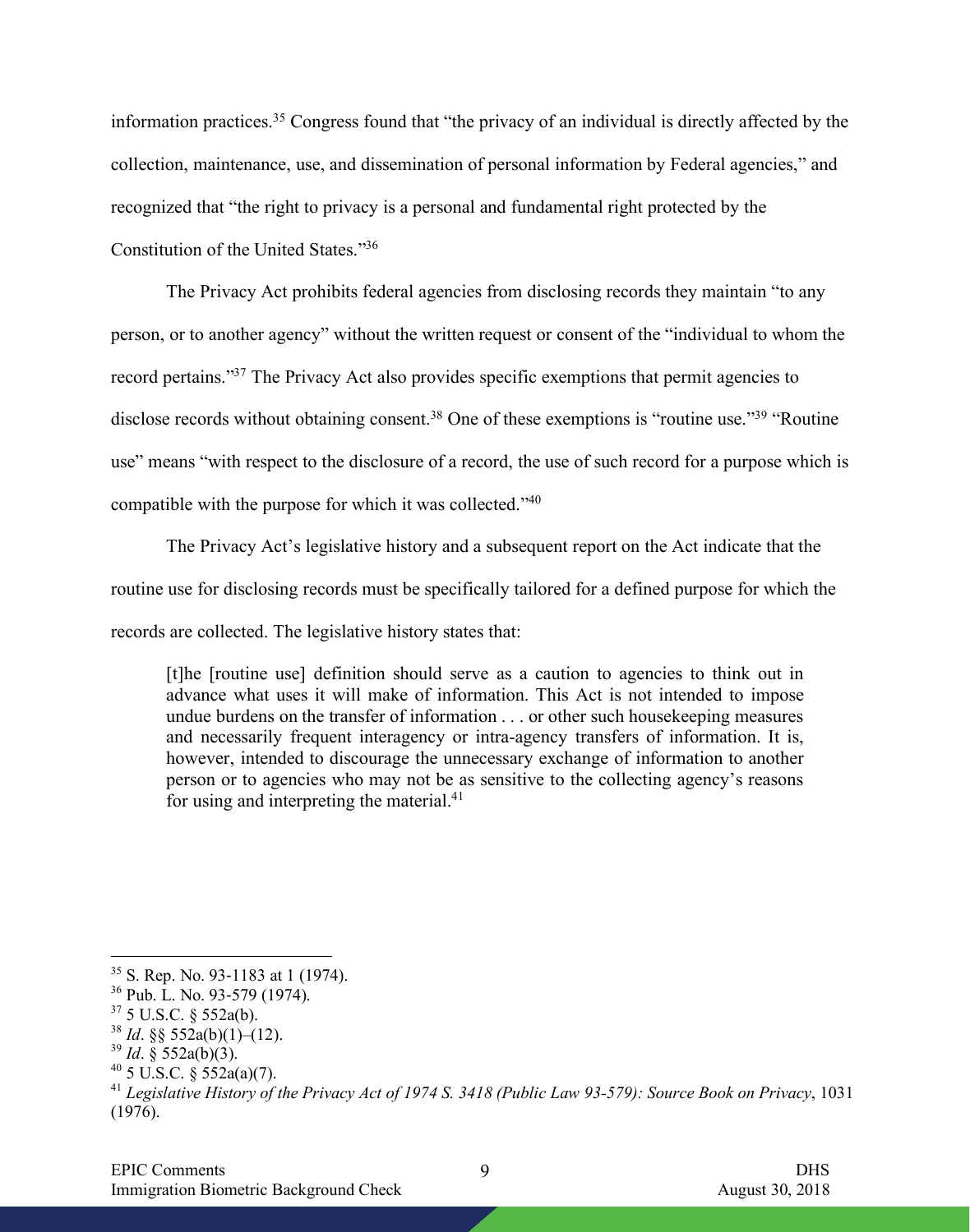information practices.[35] Congress found that "the privacy of an individual is directly affected by the collection, maintenance, use, and dissemination of personal information by Federal agencies," and recognized that "the right to privacy is a personal and fundamental right protected by the Constitution of the United States."[36]

The Privacy Act prohibits federal agencies from disclosing records they maintain "to any person, or to another agency" without the written request or consent of the "individual to whom the record pertains."[37] The Privacy Act also provides specific exemptions that permit agencies to disclose records without obtaining consent.[38] One of these exemptions is "routine use."[39] "Routine use" means "with respect to the disclosure of a record, the use of such record for a purpose which is compatible with the purpose for which it was collected."[40]

The Privacy Act's legislative history and a subsequent report on the Act indicate that the routine use for disclosing records must be specifically tailored for a defined purpose for which the records are collected. The legislative history states that:

> [t]he [routine use] definition should serve as a caution to agencies to think out in advance what uses it will make of information. This Act is not intended to impose undue burdens on the transfer of information . . . or other such housekeeping measures and necessarily frequent interagency or intra-agency transfers of information. It is, however, intended to discourage the unnecessary exchange of information to another person or to agencies who may not be as sensitive to the collecting agency's reasons for using and interpreting the material.[41]

---

[35] S. Rep. No. 93-1183 at 1 (1974).
[36] Pub. L. No. 93-579 (1974).
[37] 5 U.S.C. § 552a(b).
[38] *Id*. §§ 552a(b)(1)–(12).
[39] *Id*. § 552a(b)(3).
[40] 5 U.S.C. § 552a(a)(7).
[41] *Legislative History of the Privacy Act of 1974 S. 3418 (Public Law 93-579): Source Book on Privacy*, 1031 (1976).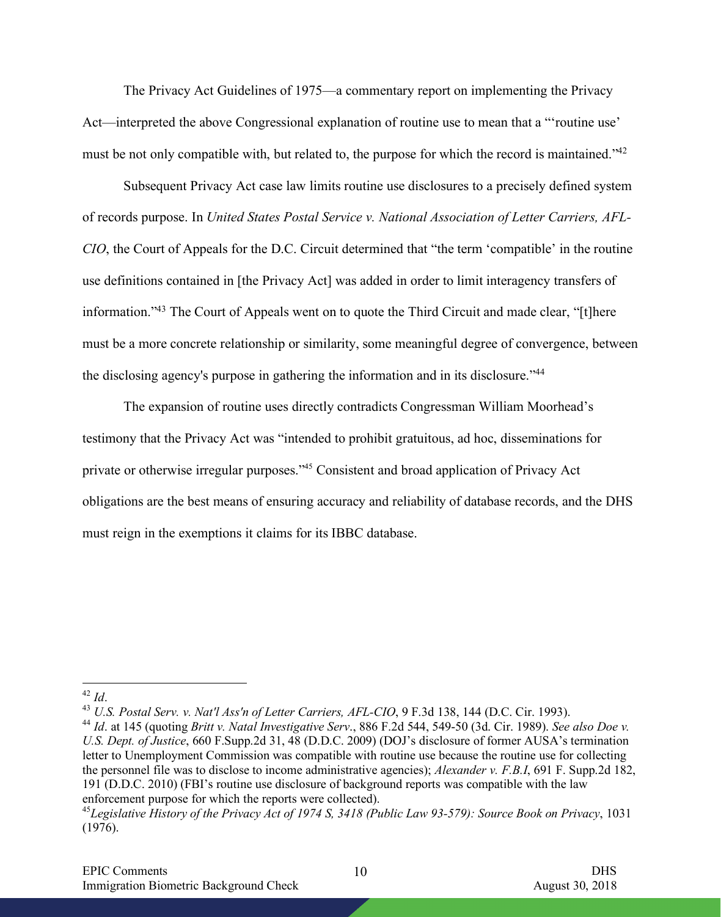The Privacy Act Guidelines of 1975—a commentary report on implementing the Privacy Act—interpreted the above Congressional explanation of routine use to mean that a "'routine use' must be not only compatible with, but related to, the purpose for which the record is maintained."[42]

Subsequent Privacy Act case law limits routine use disclosures to a precisely defined system of records purpose. In *United States Postal Service v. National Association of Letter Carriers, AFL-CIO*, the Court of Appeals for the D.C. Circuit determined that "the term 'compatible' in the routine use definitions contained in [the Privacy Act] was added in order to limit interagency transfers of information."[43] The Court of Appeals went on to quote the Third Circuit and made clear, "[t]here must be a more concrete relationship or similarity, some meaningful degree of convergence, between the disclosing agency's purpose in gathering the information and in its disclosure."[44]

The expansion of routine uses directly contradicts Congressman William Moorhead's testimony that the Privacy Act was "intended to prohibit gratuitous, ad hoc, disseminations for private or otherwise irregular purposes."[45] Consistent and broad application of Privacy Act obligations are the best means of ensuring accuracy and reliability of database records, and the DHS must reign in the exemptions it claims for its IBBC database.

---

[42] *Id*.

[43] *U.S. Postal Serv. v. Nat'l Ass'n of Letter Carriers, AFL-CIO*, 9 F.3d 138, 144 (D.C. Cir. 1993).

[44] *Id*. at 145 (quoting *Britt v. Natal Investigative Serv*., 886 F.2d 544, 549-50 (3d. Cir. 1989). *See also Doe v. U.S. Dept. of Justice*, 660 F.Supp.2d 31, 48 (D.D.C. 2009) (DOJ's disclosure of former AUSA's termination letter to Unemployment Commission was compatible with routine use because the routine use for collecting the personnel file was to disclose to income administrative agencies); *Alexander v. F.B.I*, 691 F. Supp.2d 182, 191 (D.D.C. 2010) (FBI's routine use disclosure of background reports was compatible with the law enforcement purpose for which the reports were collected).

[45] *Legislative History of the Privacy Act of 1974 S, 3418 (Public Law 93-579): Source Book on Privacy*, 1031 (1976).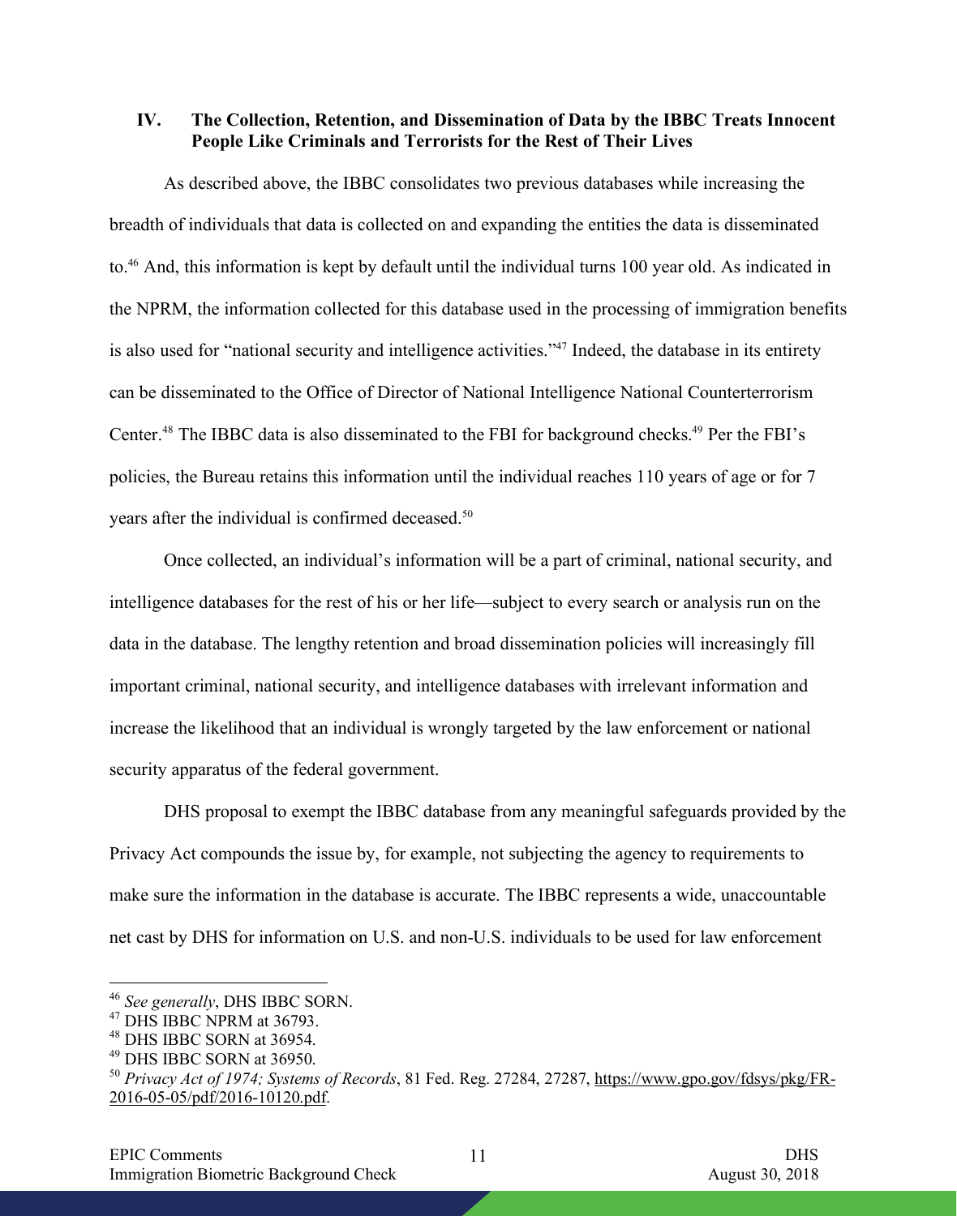## IV. The Collection, Retention, and Dissemination of Data by the IBBC Treats Innocent People Like Criminals and Terrorists for the Rest of Their Lives

As described above, the IBBC consolidates two previous databases while increasing the breadth of individuals that data is collected on and expanding the entities the data is disseminated to.[46] And, this information is kept by default until the individual turns 100 year old. As indicated in the NPRM, the information collected for this database used in the processing of immigration benefits is also used for "national security and intelligence activities."[47] Indeed, the database in its entirety can be disseminated to the Office of Director of National Intelligence National Counterterrorism Center.[48] The IBBC data is also disseminated to the FBI for background checks.[49] Per the FBI's policies, the Bureau retains this information until the individual reaches 110 years of age or for 7 years after the individual is confirmed deceased.[50]

Once collected, an individual's information will be a part of criminal, national security, and intelligence databases for the rest of his or her life—subject to every search or analysis run on the data in the database. The lengthy retention and broad dissemination policies will increasingly fill important criminal, national security, and intelligence databases with irrelevant information and increase the likelihood that an individual is wrongly targeted by the law enforcement or national security apparatus of the federal government.

DHS proposal to exempt the IBBC database from any meaningful safeguards provided by the Privacy Act compounds the issue by, for example, not subjecting the agency to requirements to make sure the information in the database is accurate. The IBBC represents a wide, unaccountable net cast by DHS for information on U.S. and non-U.S. individuals to be used for law enforcement

---

[46] *See generally*, DHS IBBC SORN.

[47] DHS IBBC NPRM at 36793.

[48] DHS IBBC SORN at 36954.

[49] DHS IBBC SORN at 36950.

[50] *Privacy Act of 1974; Systems of Records*, 81 Fed. Reg. 27284, 27287, https://www.gpo.gov/fdsys/pkg/FR-2016-05-05/pdf/2016-10120.pdf.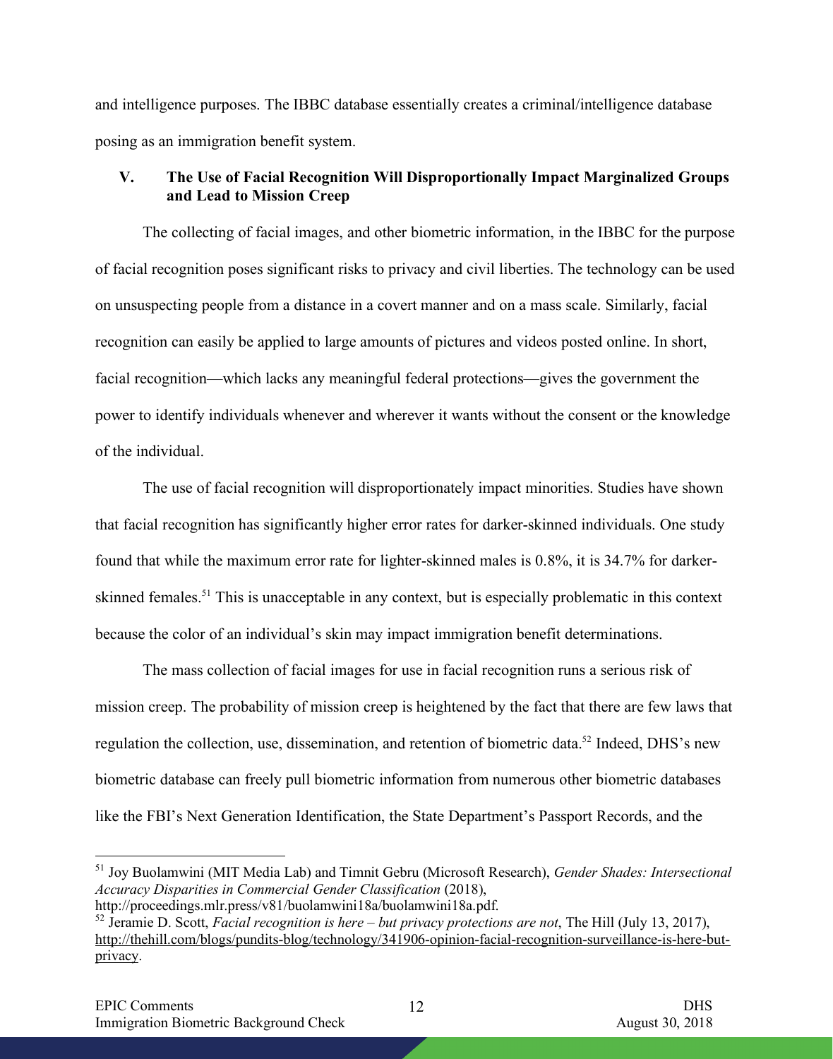and intelligence purposes. The IBBC database essentially creates a criminal/intelligence database posing as an immigration benefit system.

## V. The Use of Facial Recognition Will Disproportionally Impact Marginalized Groups and Lead to Mission Creep

The collecting of facial images, and other biometric information, in the IBBC for the purpose of facial recognition poses significant risks to privacy and civil liberties. The technology can be used on unsuspecting people from a distance in a covert manner and on a mass scale. Similarly, facial recognition can easily be applied to large amounts of pictures and videos posted online. In short, facial recognition—which lacks any meaningful federal protections—gives the government the power to identify individuals whenever and wherever it wants without the consent or the knowledge of the individual.

The use of facial recognition will disproportionately impact minorities. Studies have shown that facial recognition has significantly higher error rates for darker-skinned individuals. One study found that while the maximum error rate for lighter-skinned males is 0.8%, it is 34.7% for darker-skinned females.[51] This is unacceptable in any context, but is especially problematic in this context because the color of an individual's skin may impact immigration benefit determinations.

The mass collection of facial images for use in facial recognition runs a serious risk of mission creep. The probability of mission creep is heightened by the fact that there are few laws that regulation the collection, use, dissemination, and retention of biometric data.[52] Indeed, DHS's new biometric database can freely pull biometric information from numerous other biometric databases like the FBI's Next Generation Identification, the State Department's Passport Records, and the

---

[51] Joy Buolamwini (MIT Media Lab) and Timnit Gebru (Microsoft Research), *Gender Shades: Intersectional Accuracy Disparities in Commercial Gender Classification* (2018), http://proceedings.mlr.press/v81/buolamwini18a/buolamwini18a.pdf.

[52] Jeramie D. Scott, *Facial recognition is here – but privacy protections are not*, The Hill (July 13, 2017), http://thehill.com/blogs/pundits-blog/technology/341906-opinion-facial-recognition-surveillance-is-here-but-privacy.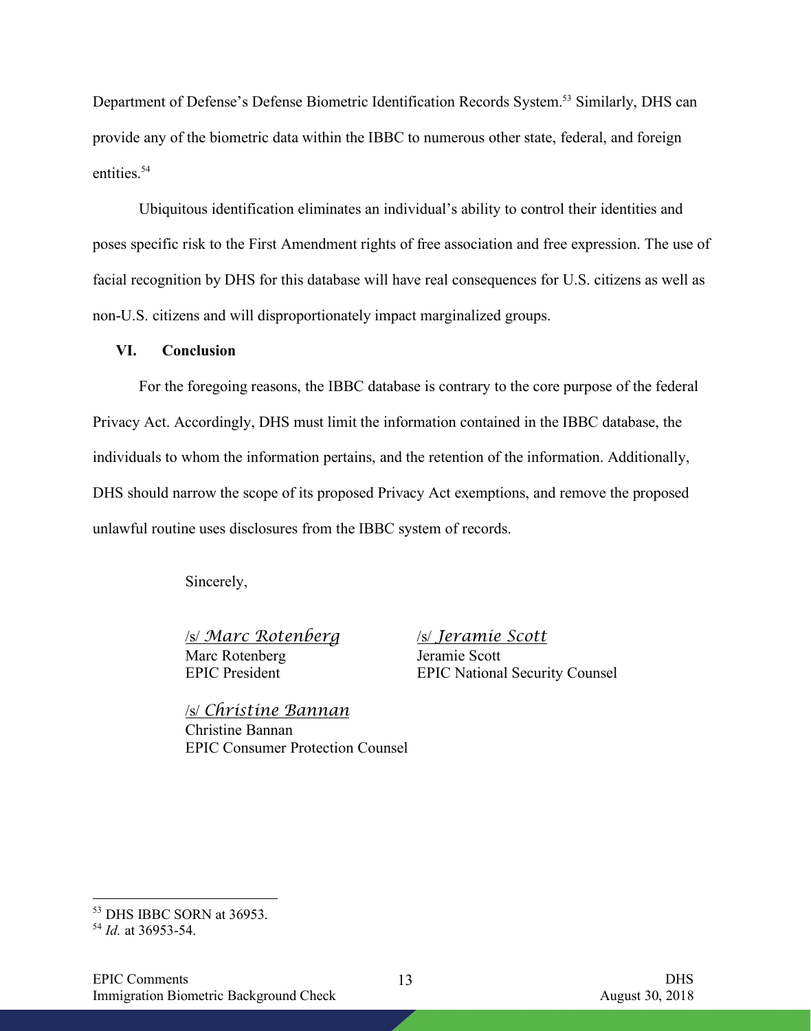Department of Defense's Defense Biometric Identification Records System.[53] Similarly, DHS can provide any of the biometric data within the IBBC to numerous other state, federal, and foreign entities.[54]

Ubiquitous identification eliminates an individual's ability to control their identities and poses specific risk to the First Amendment rights of free association and free expression. The use of facial recognition by DHS for this database will have real consequences for U.S. citizens as well as non-U.S. citizens and will disproportionately impact marginalized groups.

## VI. Conclusion

For the foregoing reasons, the IBBC database is contrary to the core purpose of the federal Privacy Act. Accordingly, DHS must limit the information contained in the IBBC database, the individuals to whom the information pertains, and the retention of the information. Additionally, DHS should narrow the scope of its proposed Privacy Act exemptions, and remove the proposed unlawful routine uses disclosures from the IBBC system of records.

Sincerely,

/s/ *Marc Rotenberg*
Marc Rotenberg
EPIC President

/s/ *Jeramie Scott*
Jeramie Scott
EPIC National Security Counsel

/s/ *Christine Bannan*
Christine Bannan
EPIC Consumer Protection Counsel

---

[53] DHS IBBC SORN at 36953.

[54] *Id.* at 36953-54.